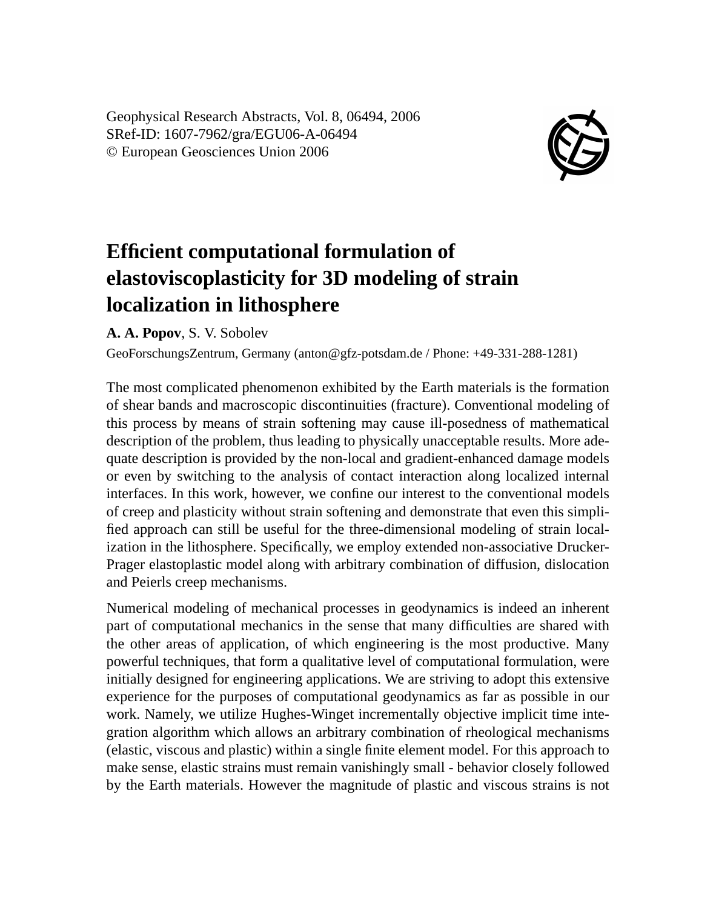Geophysical Research Abstracts, Vol. 8, 06494, 2006
SRef-ID: 1607-7962/gra/EGU06-A-06494
© European Geosciences Union 2006

# Efficient computational formulation of elastoviscoplasticity for 3D modeling of strain localization in lithosphere

**A. A. Popov**, S. V. Sobolev

GeoForschungsZentrum, Germany (anton@gfz-potsdam.de / Phone: +49-331-288-1281)

The most complicated phenomenon exhibited by the Earth materials is the formation of shear bands and macroscopic discontinuities (fracture). Conventional modeling of this process by means of strain softening may cause ill-posedness of mathematical description of the problem, thus leading to physically unacceptable results. More adequate description is provided by the non-local and gradient-enhanced damage models or even by switching to the analysis of contact interaction along localized internal interfaces. In this work, however, we confine our interest to the conventional models of creep and plasticity without strain softening and demonstrate that even this simplified approach can still be useful for the three-dimensional modeling of strain localization in the lithosphere. Specifically, we employ extended non-associative Drucker-Prager elastoplastic model along with arbitrary combination of diffusion, dislocation and Peierls creep mechanisms.

Numerical modeling of mechanical processes in geodynamics is indeed an inherent part of computational mechanics in the sense that many difficulties are shared with the other areas of application, of which engineering is the most productive. Many powerful techniques, that form a qualitative level of computational formulation, were initially designed for engineering applications. We are striving to adopt this extensive experience for the purposes of computational geodynamics as far as possible in our work. Namely, we utilize Hughes-Winget incrementally objective implicit time integration algorithm which allows an arbitrary combination of rheological mechanisms (elastic, viscous and plastic) within a single finite element model. For this approach to make sense, elastic strains must remain vanishingly small - behavior closely followed by the Earth materials. However the magnitude of plastic and viscous strains is not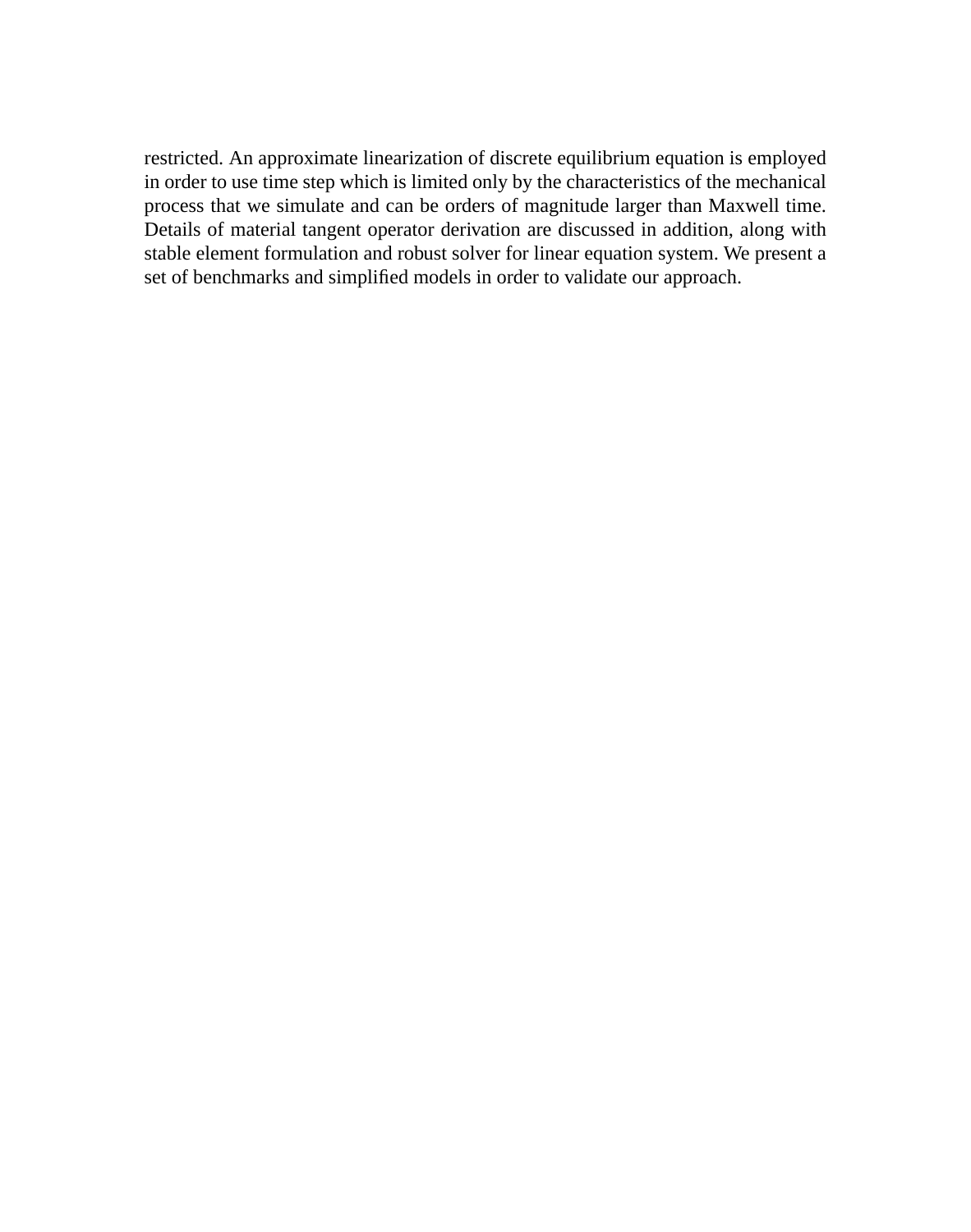restricted. An approximate linearization of discrete equilibrium equation is employed in order to use time step which is limited only by the characteristics of the mechanical process that we simulate and can be orders of magnitude larger than Maxwell time. Details of material tangent operator derivation are discussed in addition, along with stable element formulation and robust solver for linear equation system. We present a set of benchmarks and simplified models in order to validate our approach.